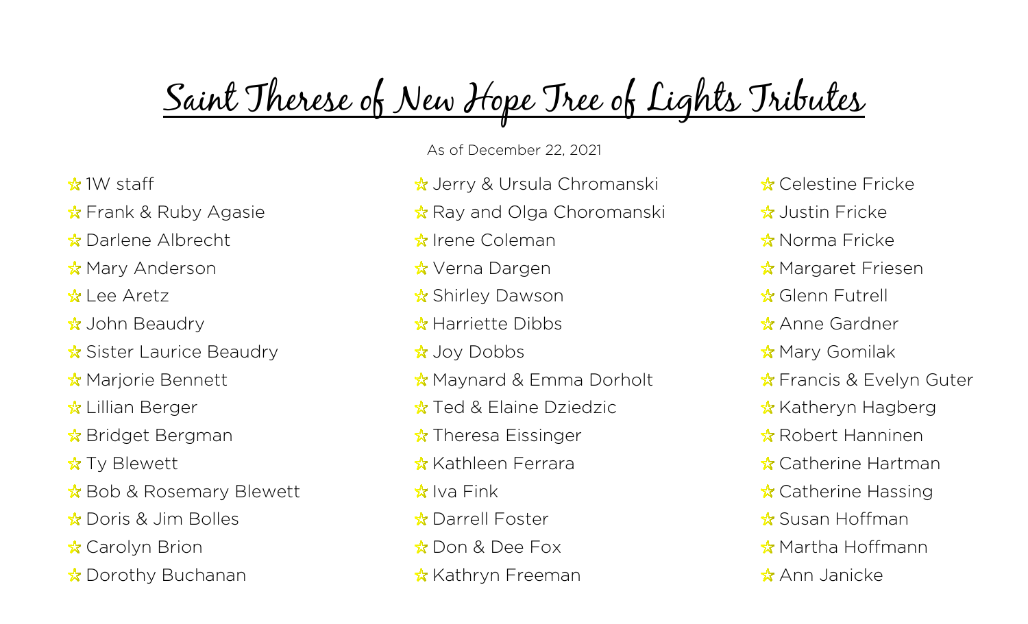# Saint Therese of New Hope Tree of Lights Tributes

As of December 22, 2021

- 1W staff
- Frank & Ruby Agasie
- Darlene Albrecht
- Mary Anderson
- Lee Aretz
- John Beaudry
- Sister Laurice Beaudry
- Marjorie Bennett
- Lillian Berger
- Bridget Bergman
- Ty Blewett
- Bob & Rosemary Blewett
- Doris & Jim Bolles
- Carolyn Brion
- Dorothy Buchanan
- Jerry & Ursula Chromanski
- Ray and Olga Choromanski
- Irene Coleman
- Verna Dargen
- Shirley Dawson
- Harriette Dibbs
- Joy Dobbs
- Maynard & Emma Dorholt
- Ted & Elaine Dziedzic
- Theresa Eissinger
- Kathleen Ferrara
- Iva Fink
- Darrell Foster
- Don & Dee Fox
- Kathryn Freeman
- Celestine Fricke
- Justin Fricke
- Norma Fricke
- Margaret Friesen
- Glenn Futrell
- Anne Gardner
- Mary Gomilak
- Francis & Evelyn Guter
- Katheryn Hagberg
- Robert Hanninen
- Catherine Hartman
- Catherine Hassing
- Susan Hoffman
- Martha Hoffmann
- Ann Janicke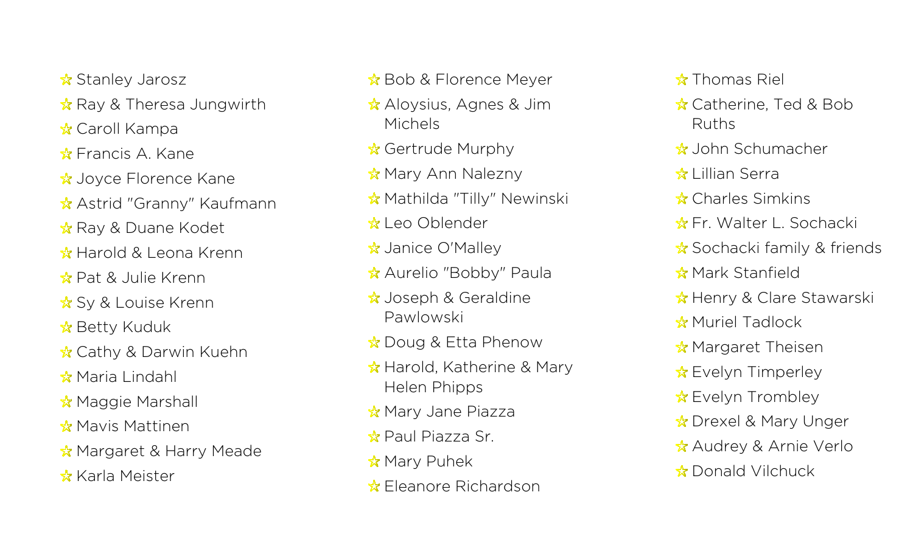- ☆ Stanley Jarosz
- ☆ Ray & Theresa Jungwirth
- ☆ Caroll Kampa
- ☆ Francis A. Kane
- ☆ Joyce Florence Kane
- ☆ Astrid "Granny" Kaufmann
- ☆ Ray & Duane Kodet
- ☆ Harold & Leona Krenn
- ☆ Pat & Julie Krenn
- ☆ Sy & Louise Krenn
- ☆ Betty Kuduk
- ☆ Cathy & Darwin Kuehn
- ☆ Maria Lindahl
- ☆ Maggie Marshall
- ☆ Mavis Mattinen
- ☆ Margaret & Harry Meade
- ☆ Karla Meister
- ☆ Bob & Florence Meyer
- ☆ Aloysius, Agnes & Jim Michels
- ☆ Gertrude Murphy
- ☆ Mary Ann Nalezny
- ☆ Mathilda "Tilly" Newinski
- ☆ Leo Oblender
- ☆ Janice O'Malley
- ☆ Aurelio "Bobby" Paula
- ☆ Joseph & Geraldine Pawlowski
- ☆ Doug & Etta Phenow
- ☆ Harold, Katherine & Mary Helen Phipps
- ☆ Mary Jane Piazza
- ☆ Paul Piazza Sr.
- ☆ Mary Puhek
- ☆ Eleanore Richardson
- ☆ Thomas Riel
- ☆ Catherine, Ted & Bob Ruths
- ☆ John Schumacher
- ☆ Lillian Serra
- ☆ Charles Simkins
- ☆ Fr. Walter L. Sochacki
- ☆ Sochacki family & friends
- ☆ Mark Stanfield
- ☆ Henry & Clare Stawarski
- ☆ Muriel Tadlock
- ☆ Margaret Theisen
- ☆ Evelyn Timperley
- ☆ Evelyn Trombley
- ☆ Drexel & Mary Unger
- ☆ Audrey & Arnie Verlo
- ☆ Donald Vilchuck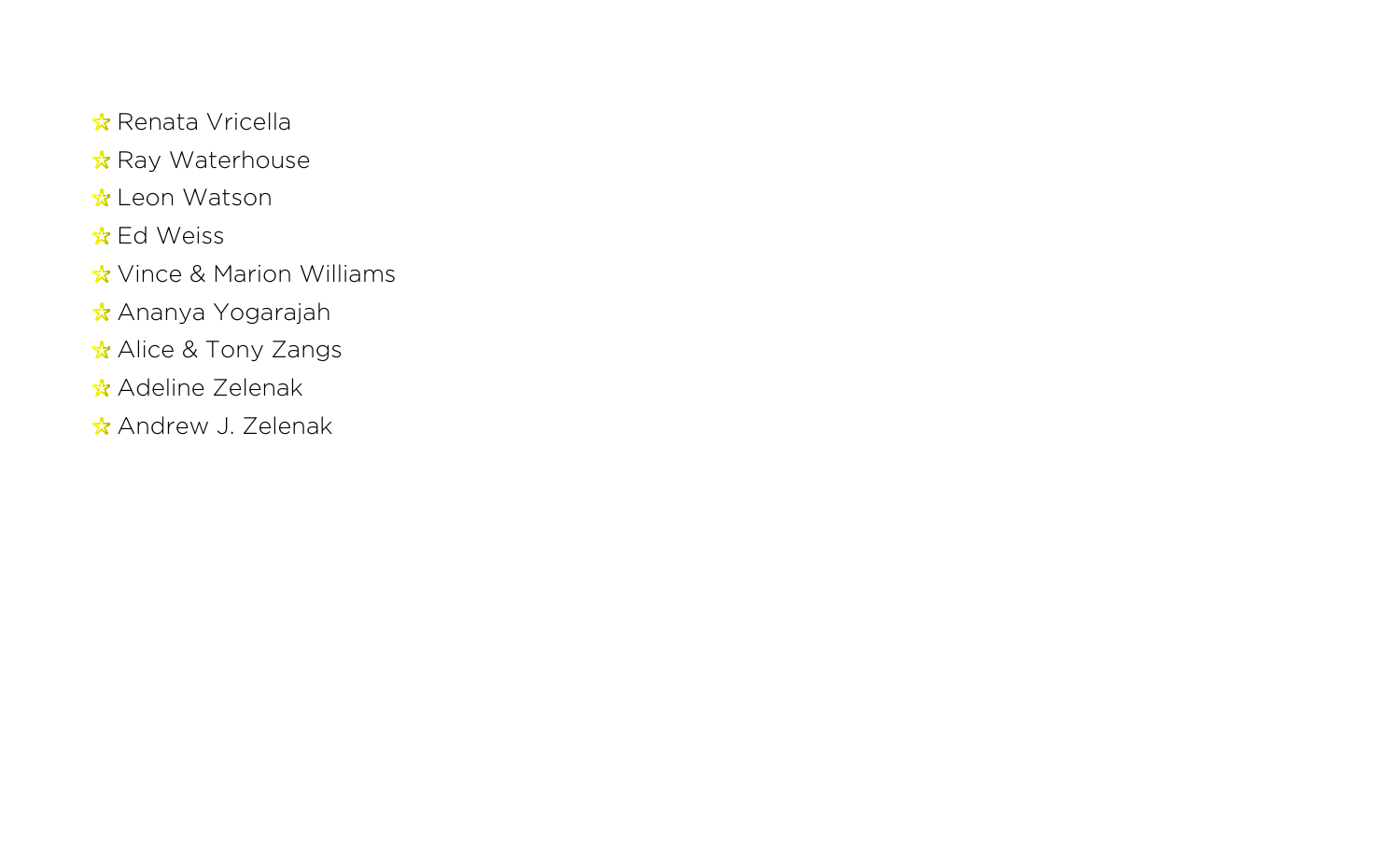- ⭐ Renata Vricella
- ⭐ Ray Waterhouse
- ⭐ Leon Watson
- ⭐ Ed Weiss
- ⭐ Vince & Marion Williams
- ⭐ Ananya Yogarajah
- ⭐ Alice & Tony Zangs
- ⭐ Adeline Zelenak
- ⭐ Andrew J. Zelenak